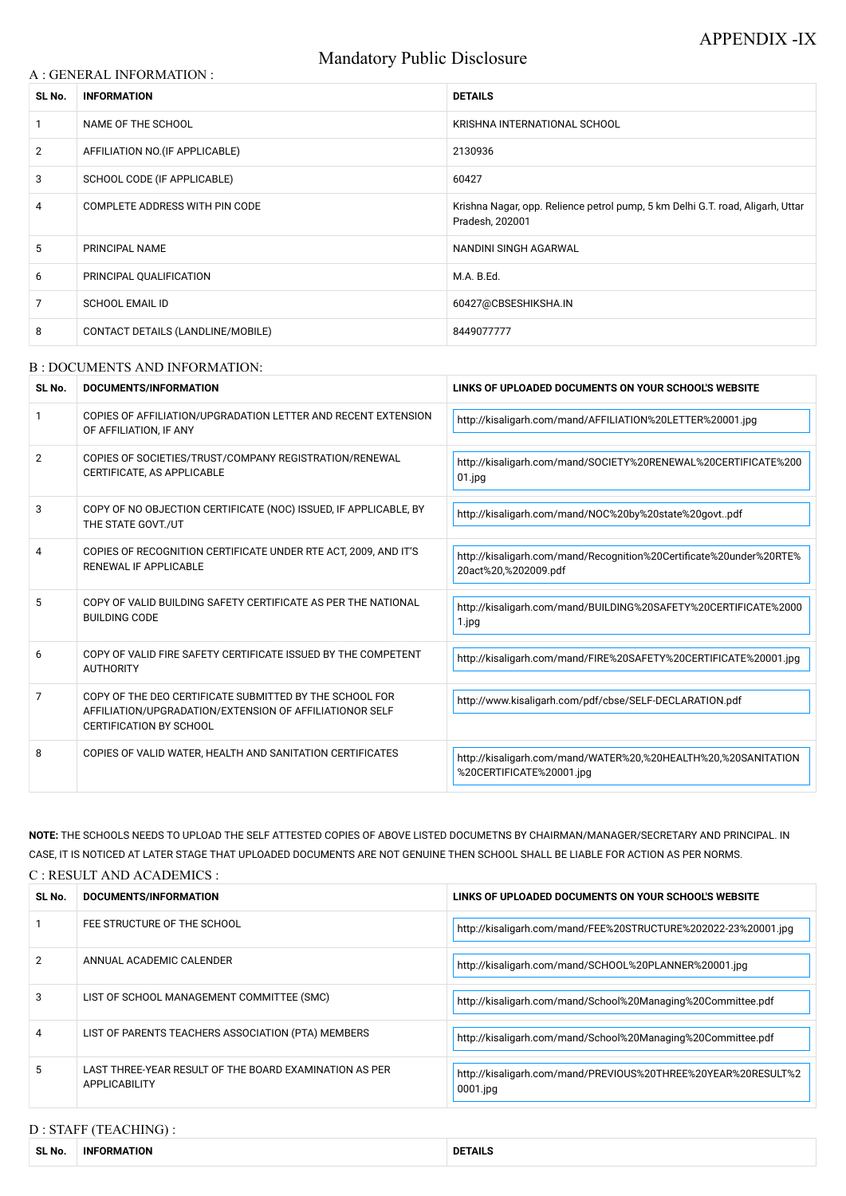APPENDIX -IX

# Mandatory Public Disclosure

## A : GENERAL INFORMATION :

| SL No. | INFORMATION | DETAILS |
|---|---|---|
| 1 | NAME OF THE SCHOOL | KRISHNA INTERNATIONAL SCHOOL |
| 2 | AFFILIATION NO.(IF APPLICABLE) | 2130936 |
| 3 | SCHOOL CODE (IF APPLICABLE) | 60427 |
| 4 | COMPLETE ADDRESS WITH PIN CODE | Krishna Nagar, opp. Relience petrol pump, 5 km Delhi G.T. road, Aligarh, Uttar Pradesh, 202001 |
| 5 | PRINCIPAL NAME | NANDINI SINGH AGARWAL |
| 6 | PRINCIPAL QUALIFICATION | M.A. B.Ed. |
| 7 | SCHOOL EMAIL ID | 60427@CBSESHIKSHA.IN |
| 8 | CONTACT DETAILS (LANDLINE/MOBILE) | 8449077777 |

## B : DOCUMENTS AND INFORMATION:

| SL No. | DOCUMENTS/INFORMATION | LINKS OF UPLOADED DOCUMENTS ON YOUR SCHOOL'S WEBSITE |
|---|---|---|
| 1 | COPIES OF AFFILIATION/UPGRADATION LETTER AND RECENT EXTENSION OF AFFILIATION, IF ANY | http://kisaligarh.com/mand/AFFILIATION%20LETTER%20001.jpg |
| 2 | COPIES OF SOCIETIES/TRUST/COMPANY REGISTRATION/RENEWAL CERTIFICATE, AS APPLICABLE | http://kisaligarh.com/mand/SOCIETY%20RENEWAL%20CERTIFICATE%20001.jpg |
| 3 | COPY OF NO OBJECTION CERTIFICATE (NOC) ISSUED, IF APPLICABLE, BY THE STATE GOVT./UT | http://kisaligarh.com/mand/NOC%20by%20state%20govt..pdf |
| 4 | COPIES OF RECOGNITION CERTIFICATE UNDER RTE ACT, 2009, AND IT'S RENEWAL IF APPLICABLE | http://kisaligarh.com/mand/Recognition%20Certificate%20under%20RTE%20act%20,%202009.pdf |
| 5 | COPY OF VALID BUILDING SAFETY CERTIFICATE AS PER THE NATIONAL BUILDING CODE | http://kisaligarh.com/mand/BUILDING%20SAFETY%20CERTIFICATE%20001.jpg |
| 6 | COPY OF VALID FIRE SAFETY CERTIFICATE ISSUED BY THE COMPETENT AUTHORITY | http://kisaligarh.com/mand/FIRE%20SAFETY%20CERTIFICATE%20001.jpg |
| 7 | COPY OF THE DEO CERTIFICATE SUBMITTED BY THE SCHOOL FOR AFFILIATION/UPGRADATION/EXTENSION OF AFFILIATIONOR SELF CERTIFICATION BY SCHOOL | http://www.kisaligarh.com/pdf/cbse/SELF-DECLARATION.pdf |
| 8 | COPIES OF VALID WATER, HEALTH AND SANITATION CERTIFICATES | http://kisaligarh.com/mand/WATER%20,%20HEALTH%20,%20SANITATION%20CERTIFICATE%20001.jpg |

**NOTE:** THE SCHOOLS NEEDS TO UPLOAD THE SELF ATTESTED COPIES OF ABOVE LISTED DOCUMETNS BY CHAIRMAN/MANAGER/SECRETARY AND PRINCIPAL. IN CASE, IT IS NOTICED AT LATER STAGE THAT UPLOADED DOCUMENTS ARE NOT GENUINE THEN SCHOOL SHALL BE LIABLE FOR ACTION AS PER NORMS.

## C : RESULT AND ACADEMICS :

| SL No. | DOCUMENTS/INFORMATION | LINKS OF UPLOADED DOCUMENTS ON YOUR SCHOOL'S WEBSITE |
|---|---|---|
| 1 | FEE STRUCTURE OF THE SCHOOL | http://kisaligarh.com/mand/FEE%20STRUCTURE%202022-23%20001.jpg |
| 2 | ANNUAL ACADEMIC CALENDER | http://kisaligarh.com/mand/SCHOOL%20PLANNER%20001.jpg |
| 3 | LIST OF SCHOOL MANAGEMENT COMMITTEE (SMC) | http://kisaligarh.com/mand/School%20Managing%20Committee.pdf |
| 4 | LIST OF PARENTS TEACHERS ASSOCIATION (PTA) MEMBERS | http://kisaligarh.com/mand/School%20Managing%20Committee.pdf |
| 5 | LAST THREE-YEAR RESULT OF THE BOARD EXAMINATION AS PER APPLICABILITY | http://kisaligarh.com/mand/PREVIOUS%20THREE%20YEAR%20RESULT%20001.jpg |

## D : STAFF (TEACHING) :

| SL No. | INFORMATION | DETAILS |
|---|---|---|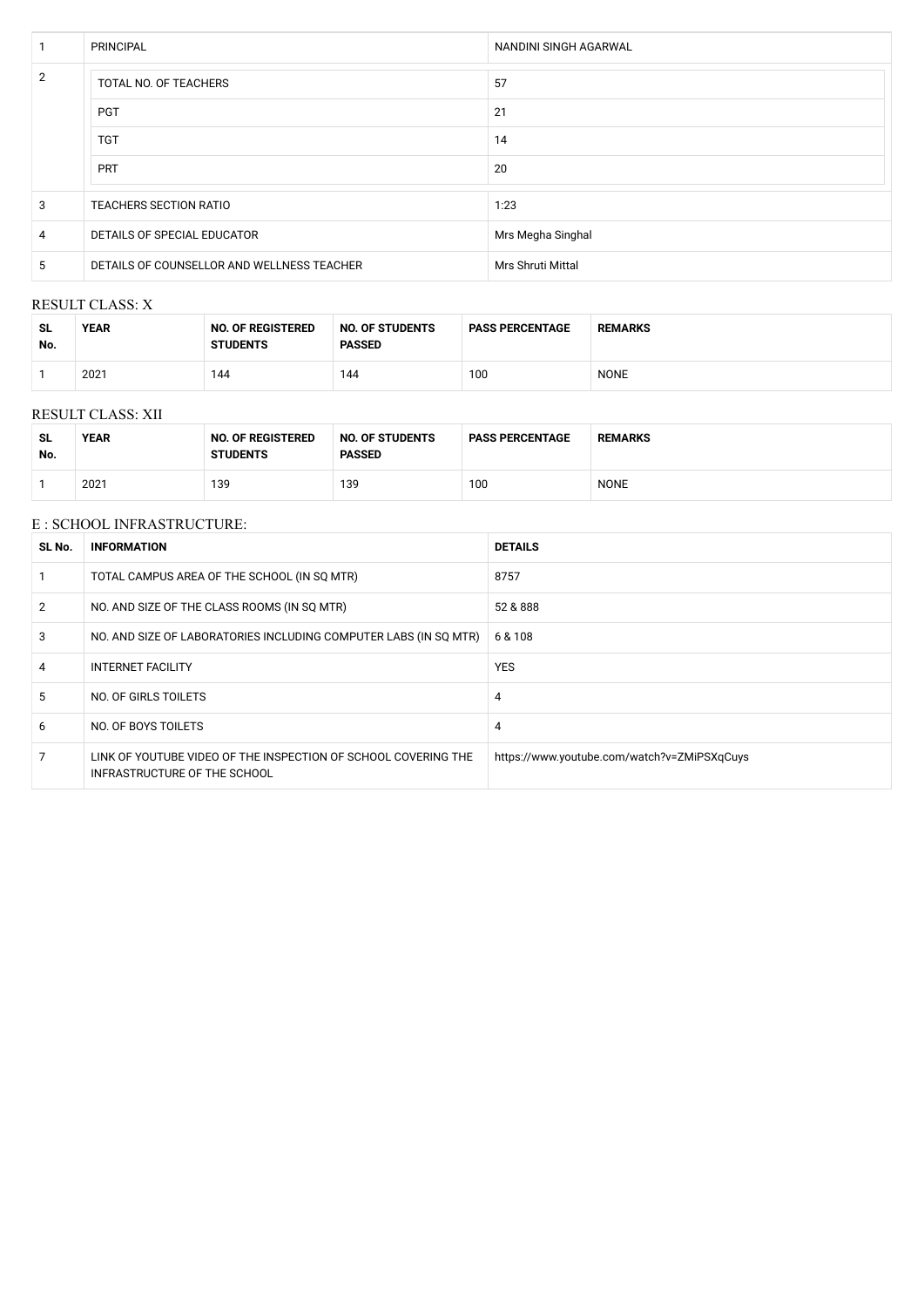| | | |
|---|---|---|
| 1 | PRINCIPAL | NANDINI SINGH AGARWAL |
| 2 | TOTAL NO. OF TEACHERS | 57 |
| | PGT | 21 |
| | TGT | 14 |
| | PRT | 20 |
| 3 | TEACHERS SECTION RATIO | 1:23 |
| 4 | DETAILS OF SPECIAL EDUCATOR | Mrs Megha Singhal |
| 5 | DETAILS OF COUNSELLOR AND WELLNESS TEACHER | Mrs Shruti Mittal |

RESULT CLASS: X

| SL No. | YEAR | NO. OF REGISTERED STUDENTS | NO. OF STUDENTS PASSED | PASS PERCENTAGE | REMARKS |
|---|---|---|---|---|---|
| 1 | 2021 | 144 | 144 | 100 | NONE |

RESULT CLASS: XII

| SL No. | YEAR | NO. OF REGISTERED STUDENTS | NO. OF STUDENTS PASSED | PASS PERCENTAGE | REMARKS |
|---|---|---|---|---|---|
| 1 | 2021 | 139 | 139 | 100 | NONE |

E : SCHOOL INFRASTRUCTURE:

| SL No. | INFORMATION | DETAILS |
|---|---|---|
| 1 | TOTAL CAMPUS AREA OF THE SCHOOL (IN SQ MTR) | 8757 |
| 2 | NO. AND SIZE OF THE CLASS ROOMS (IN SQ MTR) | 52 & 888 |
| 3 | NO. AND SIZE OF LABORATORIES INCLUDING COMPUTER LABS (IN SQ MTR) | 6 & 108 |
| 4 | INTERNET FACILITY | YES |
| 5 | NO. OF GIRLS TOILETS | 4 |
| 6 | NO. OF BOYS TOILETS | 4 |
| 7 | LINK OF YOUTUBE VIDEO OF THE INSPECTION OF SCHOOL COVERING THE INFRASTRUCTURE OF THE SCHOOL | https://www.youtube.com/watch?v=ZMiPSXqCuys |